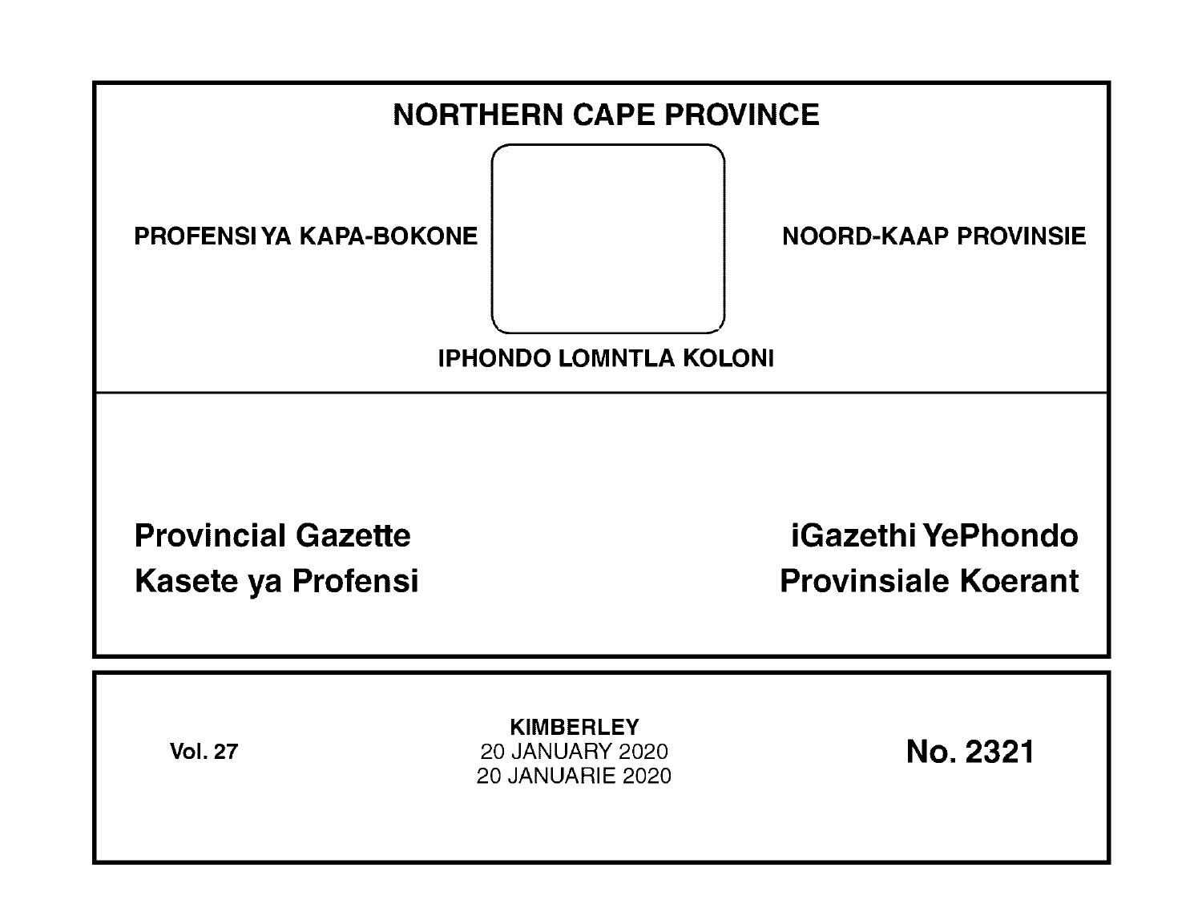# NORTHERN CAPE PROVINCE

PROFENSI YA KAPA-BOKONE

NOORD-KAAP PROVINSIE

IPHONDO LOMNTLA KOLONI

**Provincial Gazette**

**Kasete ya Profensi**

**iGazethi YePhondo**

**Provinsiale Koerant**

**Vol. 27**

**KIMBERLEY**
20 JANUARY 2020
20 JANUARIE 2020

**No. 2321**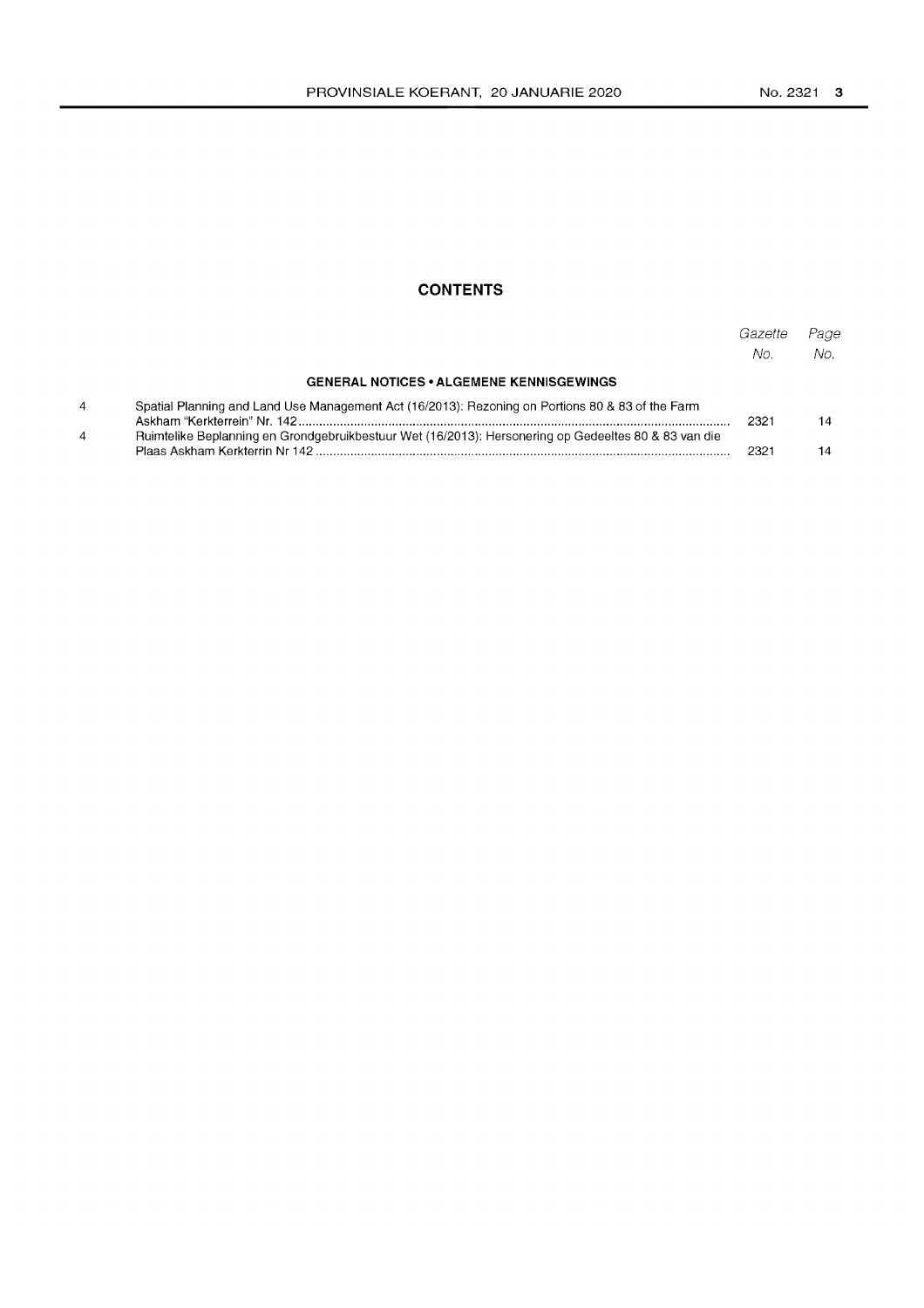## CONTENTS

| | | Gazette No. | Page No. |
|---|---|---|---|
| | **GENERAL NOTICES • ALGEMENE KENNISGEWINGS** | | |
| 4 | Spatial Planning and Land Use Management Act (16/2013): Rezoning on Portions 80 & 83 of the Farm Askham "Kerkterrein" Nr. 142 | 2321 | 14 |
| 4 | Ruimtelike Beplanning en Grondgebruikbestuur Wet (16/2013): Hersonering op Gedeeltes 80 & 83 van die Plaas Askham Kerkterrin Nr 142 | 2321 | 14 |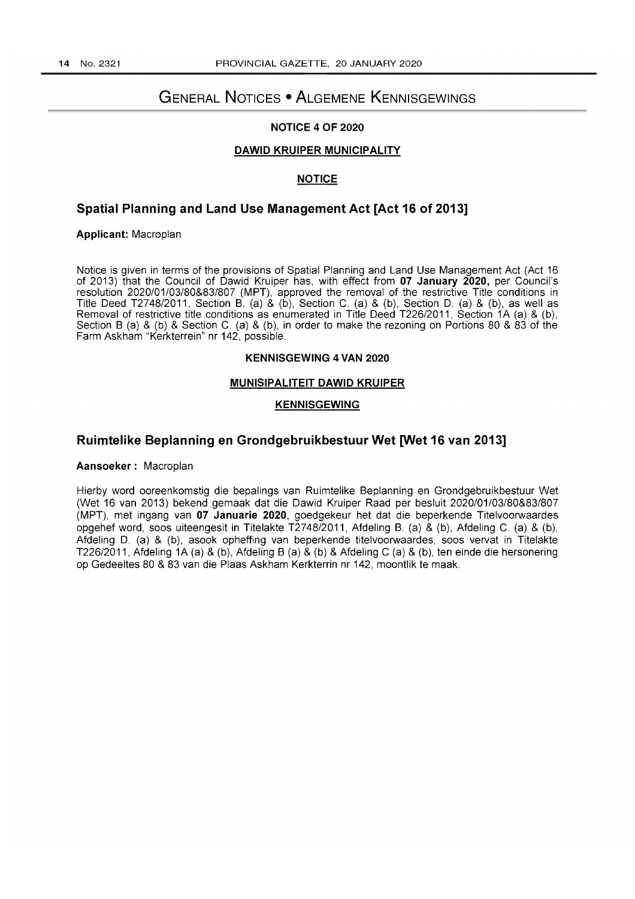# GENERAL NOTICES • ALGEMENE KENNISGEWINGS

### NOTICE 4 OF 2020

### DAWID KRUIPER MUNICIPALITY

### NOTICE

## Spatial Planning and Land Use Management Act [Act 16 of 2013]

**Applicant:** Macroplan

Notice is given in terms of the provisions of Spatial Planning and Land Use Management Act (Act 16 of 2013) that the Council of Dawid Kruiper has, with effect from **07 January 2020,** per Council's resolution 2020/01/03/80&83/807 (MPT), approved the removal of the restrictive Title conditions in Title Deed T2748/2011, Section B. (a) & (b), Section C. (a) & (b), Section D. (a) & (b), as well as Removal of restrictive title conditions as enumerated in Title Deed T226/2011, Section 1A (a) & (b), Section B (a) & (b) & Section C. (a) & (b), in order to make the rezoning on Portions 80 & 83 of the Farm Askham "Kerkterrein" nr 142, possible.

### KENNISGEWING 4 VAN 2020

### MUNISIPALITEIT DAWID KRUIPER

### KENNISGEWING

## Ruimtelike Beplanning en Grondgebruikbestuur Wet [Wet 16 van 2013]

**Aansoeker :** Macroplan

Hierby word ooreenkomstig die bepalings van Ruimtelike Beplanning en Grondgebruikbestuur Wet (Wet 16 van 2013) bekend gemaak dat die Dawid Kruiper Raad per besluit 2020/01/03/80&83/807 (MPT), met ingang van **07 Januarie 2020**, goedgekeur het dat die beperkende Titelvoorwaardes opgehef word, soos uiteengesit in Titelakte T2748/2011, Afdeling B. (a) & (b), Afdeling C. (a) & (b), Afdeling D. (a) & (b), asook opheffing van beperkende titelvoorwaardes, soos vervat in Titelakte T226/2011, Afdeling 1A (a) & (b), Afdeling B (a) & (b) & Afdeling C (a) & (b), ten einde die hersonering op Gedeeltes 80 & 83 van die Plaas Askham Kerkterrin nr 142, moontlik te maak.